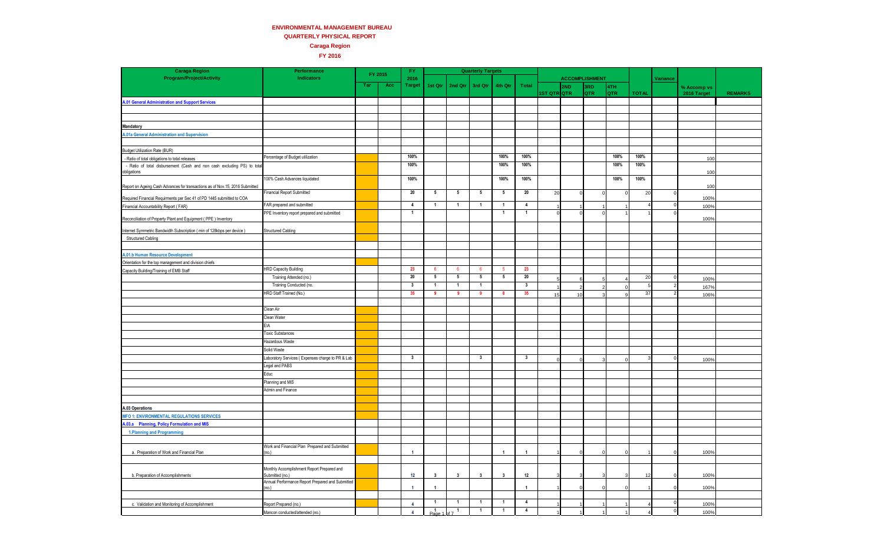# ENVIRONMENTAL MANAGEMENT BUREAU

## QUARTERLY PHYSICAL REPORT

### Caraga Region

### FY 2016

| Caraga Region Program/Project/Activity | Performance Indicators | FY 2015 | | FY 2016 | Quarterly Targets | | | | | ACCOMPLISHMENT | | | | | Variance | | |
|---|---|---|---|---|---|---|---|---|---|---|---|---|---|---|---|---|---|
| | | Tar | Acc | Target | 1st Qtr | 2nd Qtr | 3rd Qtr | 4th Qtr | Total | 1ST QTR | 2ND QTR | 3RD QTR | 4TH QTR | TOTAL | | % Accomp vs 2016 Target | REMARKS |
| A.01 General Administration and Support Services | | | | | | | | | | | | | | | | | |
| Mandatory | | | | | | | | | | | | | | | | | |
| A.01a General Administration and Supervision | | | | | | | | | | | | | | | | | |
| Budget Utilization Rate (BUR) | | | | | | | | | | | | | | | | | |
| - Ratio of total obligations to total releases | Percentage of Budget utilization | | | 100% | | | | 100% | 100% | | | | 100% | 100% | | 100 | |
| - Ratio of total disbursement (Cash and non cash excluding PS) to total obligations | | | | 100% | | | | 100% | 100% | | | | 100% | 100% | | 100 | |
| Report on Ageing Cash Advances for transactions as of Nov.15, 2016 Submitted | 100% Cash Advances liquidated | | | 100% | | | | 100% | 100% | | | | 100% | 100% | | 100 | |
| Required Financial Requirments per Sec 41 of PD 1445 submitted to COA | Financial Report Submitted | | | 20 | 5 | 5 | 5 | 5 | 20 | 20 | 0 | 0 | 0 | 20 | 0 | 100% | |
| Financial Accountability Report ( FAR) | FAR prepared and submitted | | | 4 | 1 | 1 | 1 | 1 | 4 | 1 | 1 | 1 | 1 | 4 | 0 | 100% | |
| Reconciliation of Property Plant and Equipment ( PPE ) Inventory | PPE Inventory report prepared and submitted | | | 1 | | | | 1 | 1 | 0 | 0 | 0 | 1 | 1 | 0 | 100% | |
| Internet Symmetric Bandwidth Subscription ( min of 128kbps per device ) | Structured Cabling | | | | | | | | | | | | | | | | |
| Structured Cabling | | | | | | | | | | | | | | | | | |
| A.01.b Human Resource Development | | | | | | | | | | | | | | | | | |
| Orientation for the top management and division chiefs | | | | | | | | | | | | | | | | | |
| Capacity Building/Training of EMB Staff | HRD Capacity Building | | | 23 | 6 | 6 | 6 | 5 | 23 | | | | | | | | |
| | Training Attended (no.) | | | 20 | 5 | 5 | 5 | 5 | 20 | 5 | 6 | 5 | 4 | 20 | 0 | 100% | |
| | Training Conducted (no. | | | 3 | 1 | 1 | 1 | | 3 | 1 | 2 | 2 | 0 | 5 | 2 | 167% | |
| | HRD Staff Trained (No.) | | | 35 | 9 | 9 | 9 | 8 | 35 | 15 | 10 | 3 | 9 | 37 | 2 | 106% | |
| | Clean Air | | | | | | | | | | | | | | | | |
| | Clean Water | | | | | | | | | | | | | | | | |
| | EIA | | | | | | | | | | | | | | | | |
| | Toxic Substances | | | | | | | | | | | | | | | | |
| | Hazardous Waste | | | | | | | | | | | | | | | | |
| | Solid Waste | | | | | | | | | | | | | | | | |
| | Laboratory Services ( Expenses charge to PR & Lab | | | 3 | | | 3 | | 3 | 0 | 0 | 3 | 0 | 3 | 0 | 100% | |
| | Legal and PABS | | | | | | | | | | | | | | | | |
| | Educ | | | | | | | | | | | | | | | | |
| | Planning and MIS | | | | | | | | | | | | | | | | |
| | Admin and Finance | | | | | | | | | | | | | | | | |
| A.03 Operations | | | | | | | | | | | | | | | | | |
| MFO 1: ENVIRONMENTAL REGULATIONS SERVICES | | | | | | | | | | | | | | | | | |
| A.03.a Planning, Policy Formulation and MIS | | | | | | | | | | | | | | | | | |
| 1.Planning and Programming | | | | | | | | | | | | | | | | | |
| a. Preparation of Work and Financial Plan | Work and Financial Plan Prepared and Submitted (no.) | | | 1 | | | | 1 | 1 | 1 | 0 | 0 | 0 | 1 | 0 | 100% | |
| b. Preparation of Accomplishments | Monthly Accomplishment Report Prepared and Submitted (no.) | | | 12 | 3 | 3 | 3 | 3 | 12 | 3 | 3 | 3 | 3 | 12 | 0 | 100% | |
| | Annual Performance Report Prepared and Submitted (no.) | | | 1 | 1 | | | | 1 | 1 | 0 | 0 | 0 | 1 | 0 | 100% | |
| c. Validation and Monitoring of Accomplishment | Report Prepared (no.) | | | 4 | 1 | 1 | 1 | 1 | 4 | 1 | 1 | 1 | 1 | 4 | 0 | 100% | |
| | Mancon conducted/attended (no.) | | | 4 | 1 | 1 | 1 | 1 | 4 | 1 | 1 | 1 | 1 | 4 | 0 | 100% | |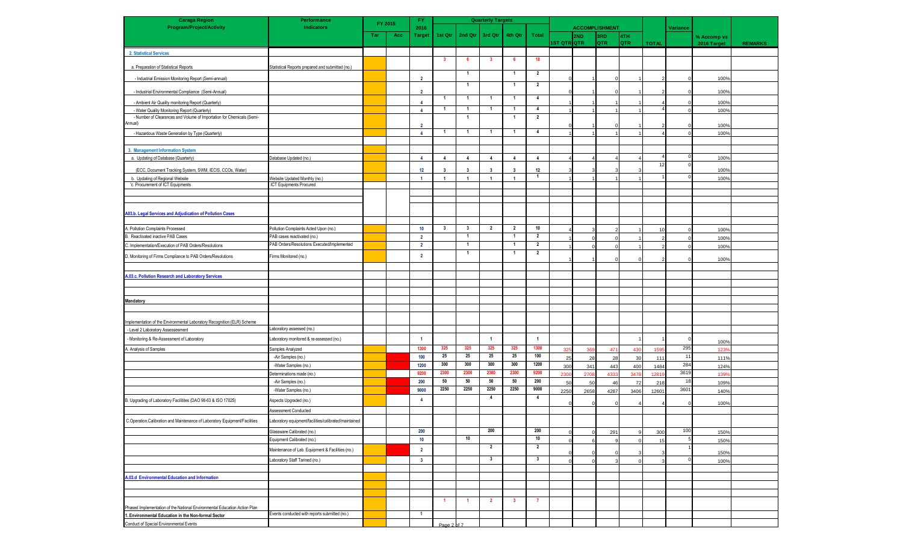| Caraga Region Program/Project/Activity | Performance Indicators | FY 2015 | | FY 2016 | Quarterly Targets | | | | | ACCOMPLISHMENT | | | | | Variance | | |
|---|---|---|---|---|---|---|---|---|---|---|---|---|---|---|---|---|---|
| | | Tar | Acc | Target | 1st Qtr | 2nd Qtr | 3rd Qtr | 4th Qtr | Total | 1ST QTR | 2ND QTR | 3RD QTR | 4TH QTR | TOTAL | | % Accomp vs 2016 Target | REMARKS |
| **2. Statistical Services** | | | | | | | | | | | | | | | | | |
| a. Preparation of Statistical Reports | Statistical Reports prepared and submitted (no.) | | | | 3 | 6 | 3 | 6 | 18 | | | | | | | | |
| - Industrial Emission Monitoring Report (Semi-annual) | | | | 2 | | 1 | | 1 | 2 | 0 | 1 | 0 | 1 | 2 | 0 | 100% | |
| - Industrial Environmental Compliance (Semi-Annual) | | | | 2 | | 1 | | 1 | 2 | 0 | 1 | 0 | 1 | 2 | 0 | 100% | |
| - Ambient Air Quality monitoring Report (Quarterly) | | | | 4 | 1 | 1 | 1 | 1 | 4 | 1 | 1 | 1 | 1 | 4 | 0 | 100% | |
| - Water Quality Monitoring Report (Quarterly) | | | | 4 | 1 | 1 | 1 | 1 | 4 | 1 | 1 | 1 | 1 | 4 | 0 | 100% | |
| - Number of Clearances and Volume of Importation for Chemicals (Semi-Annual) | | | | 2 | | 1 | | 1 | 2 | 0 | 1 | 0 | 1 | 2 | 0 | 100% | |
| - Hazardous Waste Generation by Type (Quarterly) | | | | 4 | 1 | 1 | 1 | 1 | 4 | 1 | 1 | 1 | 1 | 4 | 0 | 100% | |
| **3. Management Information System** | | | | | | | | | | | | | | | | | |
| a. Updating of Database (Quarterly) | Database Updated (no.) | | | 4 | 4 | 4 | 4 | 4 | 4 | 4 | 4 | 4 | 4 | 4 | 0 | 100% | |
| (ECC, Document Tracking System, SWM, IECIS, CCOs, Water) | | | | 12 | 3 | 3 | 3 | 3 | 12 | 3 | 3 | 3 | 3 | 12 | 0 | 100% | |
| b. Updating of Regional Website | Website Updated Monthly (no.) | | | 1 | 1 | 1 | 1 | 1 | 1 | 1 | 1 | 1 | 1 | 1 | 0 | 100% | |
| c. Procurement of ICT Equipments | ICT Equipments Procured | | | | | | | | | | | | | | | | |
| **A03.b. Legal Services and Adjudication of Pollution Cases** | | | | | | | | | | | | | | | | | |
| A. Pollution Complaints Processed | Pollution Complaints Acted Upon (no.) | | | 10 | 3 | 3 | 2 | 2 | 10 | 4 | 3 | 2 | 1 | 10 | 0 | 100% | |
| B. Reactivated inactive PAB Cases | PAB cases reactivated (no.) | | | 2 | | 1 | | 1 | 2 | 1 | 0 | 0 | 1 | 2 | 0 | 100% | |
| C. Implementation/Execution of PAB Orders/Resolutions | PAB Orders/Resolutions Executed/Implemented | | | 2 | | 1 | | 1 | 2 | 1 | 0 | 0 | 1 | 2 | 0 | 100% | |
| D. Monitoring of Firms Compliance to PAB Orders/Resolutions | Firms Monitored (no.) | | | 2 | | 1 | | 1 | 2 | 1 | 1 | 0 | 0 | 2 | 0 | 100% | |
| **A.03.c. Pollution Research and Laboratory Services** | | | | | | | | | | | | | | | | | |
| **Mandatory** | | | | | | | | | | | | | | | | | |
| Implementation of the Environmental Laboratory Recognition (ELR) Scheme | | | | | | | | | | | | | | | | | |
| - Level 2 Laboratory Assessessment | Laboratory assessed (no.) | | | | | | | | | | | | | | | | |
| - Monitoring & Re-Assessment of Laboratory | Laboratory monitored & re-assessed (no.) | | | 1 | | | 1 | | 1 | | | | 1 | 1 | 0 | 100% | |
| A. Analysis of Samples | Samples Analyzed | | | 1300 | 325 | 325 | 325 | 325 | 1300 | 325 | 369 | 471 | 430 | 1595 | 295 | 123% | |
| | -Air Samples (no.) | | | 100 | 25 | 25 | 25 | 25 | 100 | 25 | 28 | 28 | 30 | 111 | 11 | 111% | |
| | -Water Samples (no.) | | | 1200 | 300 | 300 | 300 | 300 | 1200 | 300 | 341 | 443 | 400 | 1484 | 284 | 124% | |
| | Determinations made (no.) | | | 9200 | 2300 | 2300 | 2300 | 2300 | 9200 | 2300 | 2708 | 4333 | 3478 | 12819 | 3619 | 139% | |
| | -Air Samples (no.) | | | 200 | 50 | 50 | 50 | 50 | 200 | 50 | 50 | 46 | 72 | 218 | 18 | 109% | |
| | -Water Samples (no.) | | | 9000 | 2250 | 2250 | 2250 | 2250 | 9000 | 2250 | 2658 | 4287 | 3406 | 12601 | 3601 | 140% | |
| B. Upgrading of Laboratory Facilitites (DAO 98-63 & ISO 17025) | Aspects Upgraded (no.) | | | 4 | | | 4 | | 4 | 0 | 0 | 0 | 4 | 4 | 0 | 100% | |
| | Assessment Conducted | | | | | | | | | | | | | | | | |
| C.Operation,Calibration and Maintenance of Laboratory Equipment/Facilities | Laboratory equipment/facilities/calibrated/maintained | | | | | | | | | | | | | | | | |
| | Glassware Calibrated (no.) | | | 200 | | | 200 | | 200 | 0 | 0 | 291 | 9 | 300 | 100 | 150% | |
| | Equipment Calibrated (no.) | | | 10 | | 10 | | | 10 | 0 | 6 | 9 | 0 | 15 | 5 | 150% | |
| | Maintenance of Lab. Equipment & Facilities (no.) | | | 2 | | | 2 | | 2 | 0 | 0 | 0 | 3 | 3 | 1 | 150% | |
| | Laboratory Staff Tarined (no.) | | | 3 | | | 3 | | 3 | 0 | 0 | 3 | 0 | 3 | 0 | 100% | |
| **A.03.d Environmental Education and Information** | | | | | | | | | | | | | | | | | |
| Phased Implementation of the National Environmental Education Action Plan | | | | | 1 | 1 | 2 | 3 | 7 | | | | | | | | |
| **1. Environmental Education in the Non-formal Sector** | Events conducted with reports submitted (no.) | | | 1 | | | | | | | | | | | | | |
| Conduct of Special Environmental Events | | | | | | | | | | | | | | | | | |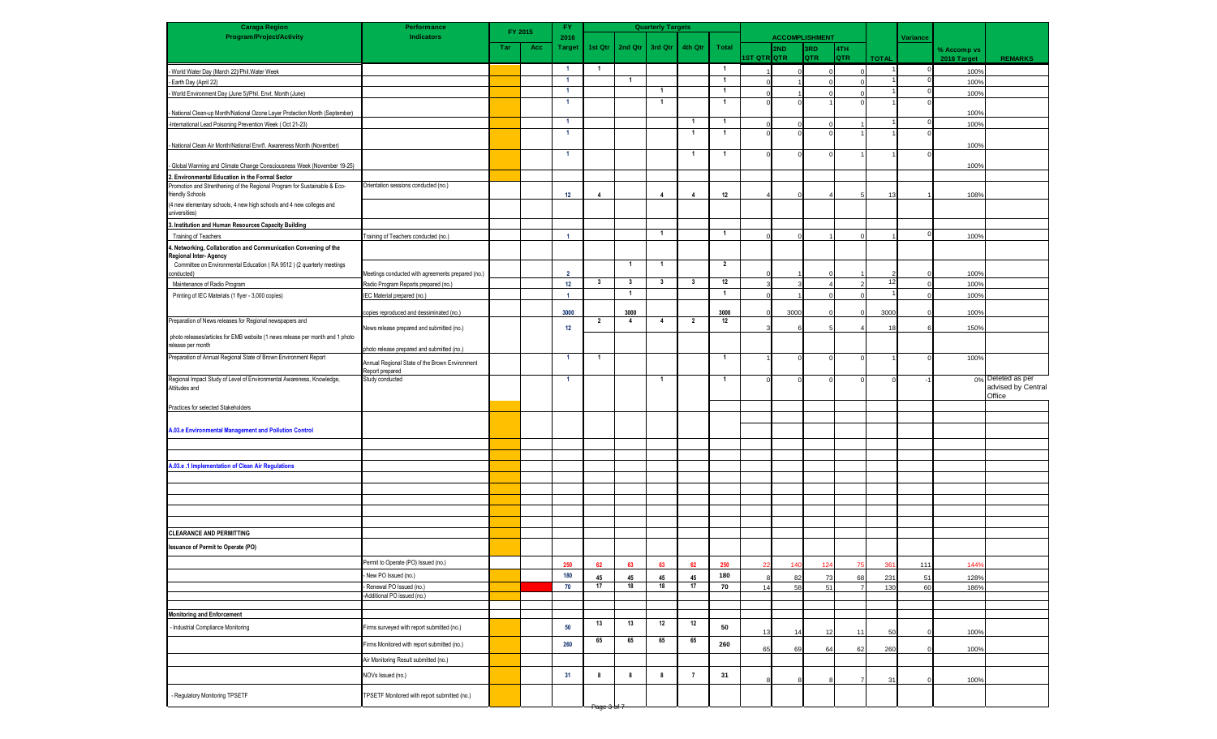| Caraga Region Program/Project/Activity | Performance Indicators | FY 2015 | | FY 2016 | Quarterly Targets | | | | | ACCOMPLISHMENT | | | | | Variance | | |
|---|---|---|---|---|---|---|---|---|---|---|---|---|---|---|---|---|---|
| | | Tar | Acc | Target | 1st Qtr | 2nd Qtr | 3rd Qtr | 4th Qtr | Total | 1ST QTR | 2ND QTR | 3RD QTR | 4TH QTR | TOTAL | | % Accomp vs 2016 Target | REMARKS |
| - World Water Day (March 22)/Phil.Water Week | | | | 1 | 1 | | | | 1 | 1 | 0 | 0 | 0 | 1 | 0 | 100% | |
| - Earth Day (April 22) | | | | 1 | | 1 | | | 1 | 0 | 1 | 0 | 0 | 1 | 0 | 100% | |
| - World Environment Day (June 5)/Phil. Envt. Month (June) | | | | 1 | | | 1 | | 1 | 0 | 1 | 0 | 0 | 1 | 0 | 100% | |
| - National Clean-up Month/National Ozone Layer Protection Month (September) | | | | 1 | | | 1 | | 1 | 0 | 0 | 1 | 0 | 1 | 0 | 100% | |
| -International Lead Poisoning Prevention Week ( Oct 21-23) | | | | 1 | | | | 1 | 1 | 0 | 0 | 0 | 1 | 1 | 0 | 100% | |
| - National Clean Air Month/National Envt'l. Awareness Month (November) | | | | 1 | | | | 1 | 1 | 0 | 0 | 0 | 1 | 1 | 0 | 100% | |
| - Global Warming and Climate Change Consciousness Week (November 19-25) | | | | 1 | | | | 1 | 1 | 0 | 0 | 0 | 1 | 1 | 0 | 100% | |
| **2. Environmental Education in the Formal Sector** | | | | | | | | | | | | | | | | | |
| Promotion and Strenthening of the Regional Program for Sustainable & Eco-friendly Schools | Orientation sessions conducted (no.) | | | 12 | 4 | | 4 | 4 | 12 | 4 | 0 | 4 | 5 | 13 | 1 | 108% | |
| (4 new elementary schools, 4 new high schools and 4 new colleges and universities) | | | | | | | | | | | | | | | | | |
| **3. Institution and Human Resources Capacity Building** | | | | | | | | | | | | | | | | | |
| Training of Teachers | Training of Teachers conducted (no.) | | | 1 | | | 1 | | 1 | 0 | 0 | 1 | 0 | 1 | 0 | 100% | |
| **4. Networking, Collaboration and Communication Convening of the Regional Inter- Agency** | | | | | | | | | | | | | | | | | |
| Committee on Environmental Education ( RA 9512 ) (2 quarterly meetings conducted) | Meetings conducted with agreements prepared (no.) | | | 2 | | 1 | 1 | | 2 | 0 | 1 | 0 | 1 | 2 | 0 | 100% | |
| Maintenance of Radio Program | Radio Program Reports prepared (no.) | | | 12 | 3 | 3 | 3 | 3 | 12 | 3 | 3 | 4 | 2 | 12 | 0 | 100% | |
| Printing of IEC Materials (1 flyer - 3,000 copies) | IEC Material prepared (no.) | | | 1 | | 1 | | | 1 | 0 | 1 | 0 | 0 | 1 | 0 | 100% | |
| | copies reproduced and dessiminated (no.) | | | 3000 | | 3000 | | | 3000 | 0 | 3000 | 0 | 0 | 3000 | 0 | 100% | |
| Preparation of News releases for Regional newspapers and | News release prepared and submitted (no.) | | | 12 | 2 | 4 | 4 | 2 | 12 | 3 | 6 | 5 | 4 | 18 | 6 | 150% | |
| photo releases/articles for EMB website (1 news release per month and 1 photo release per month | photo release prepared and submitted (no.) | | | | | | | | | | | | | | | | |
| Preparation of Annual Regional State of Brown Environment Report | Annual Regional State of the Brown Environment Report prepared | | | 1 | 1 | | | | 1 | 1 | 0 | 0 | 0 | 1 | 0 | 100% | |
| Regional Impact Study of Level of Environmental Awareness, Knowledge, Attitudes and | Study conducted | | | 1 | | | 1 | | 1 | 0 | 0 | 0 | 0 | 0 | -1 | 0% | Deleted as per advised by Central Office |
| Practices for selected Stakeholders | | | | | | | | | | | | | | | | | |
| **A.03.e Environmental Management and Pollution Control** | | | | | | | | | | | | | | | | | |
| **A.03.e .1 Implementation of Clean Air Regulations** | | | | | | | | | | | | | | | | | |
| **CLEARANCE AND PERMITTING** | | | | | | | | | | | | | | | | | |
| **Issuance of Permit to Operate (PO)** | | | | | | | | | | | | | | | | | |
| | Permit to Operate (PO) Issued (no.) | | | 250 | 62 | 63 | 63 | 62 | 250 | 22 | 140 | 124 | 75 | 361 | 111 | 144% | |
| | - New PO Issued (no.) | | | 180 | 45 | 45 | 45 | 45 | 180 | 8 | 82 | 73 | 68 | 231 | 51 | 128% | |
| | - Renewal PO Issued (no.) | | | 70 | 17 | 18 | 18 | 17 | 70 | 14 | 58 | 51 | 7 | 130 | 60 | 186% | |
| | -Additional PO issued (no.) | | | | | | | | | | | | | | | | |
| **Monitoring and Enforcement** | | | | | | | | | | | | | | | | | |
| - Industrial Compliance Monitoring | Firms surveyed with report submitted (no.) | | | 50 | 13 | 13 | 12 | 12 | 50 | 13 | 14 | 12 | 11 | 50 | 0 | 100% | |
| | Firms Monitored with report submitted (no.) | | | 260 | 65 | 65 | 65 | 65 | 260 | 65 | 69 | 64 | 62 | 260 | 0 | 100% | |
| | Air Monitoring Result submitted (no.) | | | | | | | | | | | | | | | | |
| | NOVs Issued (no.) | | | 31 | 8 | 8 | 8 | 7 | 31 | 8 | 8 | 8 | 7 | 31 | 0 | 100% | |
| - Regulatory Monitoring TPSETF | TPSETF Monitored with report submitted (no.) | | | | | | | | | | | | | | | | |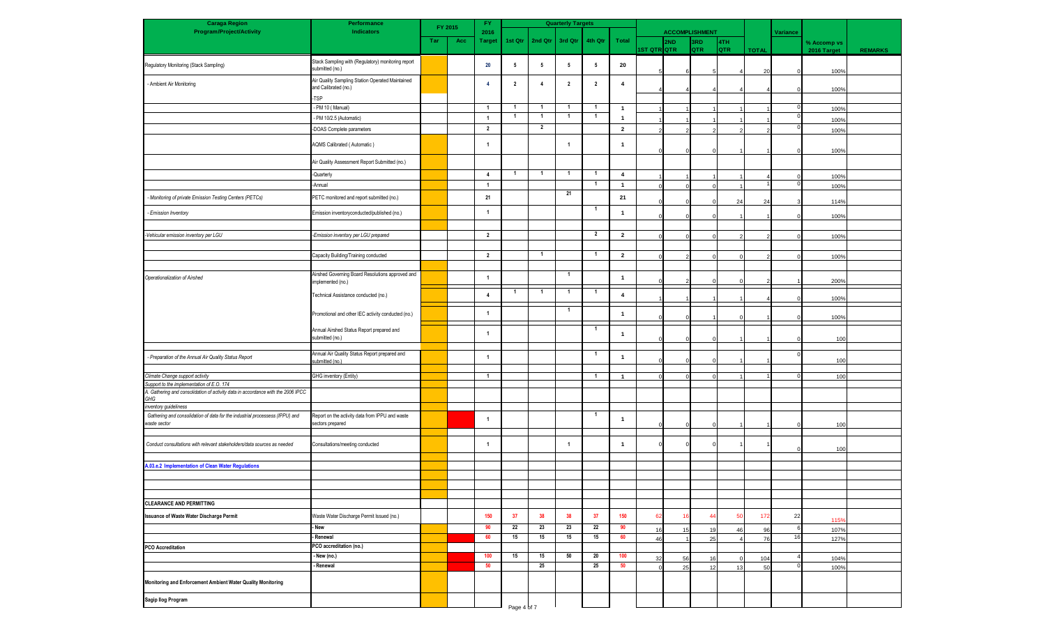| Caraga Region Program/Project/Activity | Performance Indicators | FY 2015 | | FY 2016 | Quarterly Targets | | | | | ACCOMPLISHMENT | | | | | Variance | | |
|---|---|---|---|---|---|---|---|---|---|---|---|---|---|---|---|---|---|
| | | Tar | Acc | Target | 1st Qtr | 2nd Qtr | 3rd Qtr | 4th Qtr | Total | 1ST QTR | 2ND QTR | 3RD QTR | 4TH QTR | TOTAL | | % Accomp vs 2016 Target | REMARKS |
| Regulatory Monitoring (Stack Sampling) | Stack Sampling with (Regulatory) monitoring report submitted (no.) | | | 20 | 5 | 5 | 5 | 5 | 20 | 5 | 6 | 5 | 4 | 20 | 0 | 100% | |
| - Ambient Air Monitoring | Air Quality Sampling Station Operated Maintained and Calibrated (no.) | | | 4 | 2 | 4 | 2 | 2 | 4 | 4 | 4 | 4 | 4 | 4 | 0 | 100% | |
| | -TSP | | | | | | | | | | | | | | | | |
| | - PM 10 ( Manual) | | | 1 | 1 | 1 | 1 | 1 | 1 | 1 | 1 | 1 | 1 | 1 | 0 | 100% | |
| | - PM 10/2.5 (Automatic) | | | 1 | 1 | 1 | 1 | 1 | 1 | 1 | 1 | 1 | 1 | 1 | 0 | 100% | |
| | -DOAS Complete parameters | | | 2 | | 2 | | | 2 | 2 | 2 | 2 | 2 | 2 | 0 | 100% | |
| | AQMS Calibrated ( Automatic ) | | | 1 | | | 1 | | 1 | 0 | 0 | 0 | 1 | 1 | 0 | 100% | |
| | Air Quality Assessment Report Submitted (no.) | | | | | | | | | | | | | | | | |
| | -Quarterly | | | 4 | 1 | 1 | 1 | 1 | 4 | 1 | 1 | 1 | 1 | 4 | 0 | 100% | |
| | -Annual | | | 1 | | | | 1 | 1 | 0 | 0 | 0 | 1 | 1 | 0 | 100% | |
| *- Monitoring of private Emission Testing Centers (PETCs)* | PETC monitored and report submitted (no.) | | | 21 | | | 21 | | 21 | 0 | 0 | 0 | 24 | 24 | 3 | 114% | |
| *- Emission Inventory* | Emission inventoryconducted/published (no.) | | | 1 | | | | 1 | 1 | 0 | 0 | 0 | 1 | 1 | 0 | 100% | |
| *-Vehicular emission inventory per LGU* | -Emission inventory per LGU prepared | | | 2 | | | | 2 | 2 | 0 | 0 | 0 | 2 | 2 | 0 | 100% | |
| | Capacity Building/Training conducted | | | 2 | | 1 | | 1 | 2 | 0 | 2 | 0 | 0 | 2 | 0 | 100% | |
| *Operationalization of Airshed* | Airshed Governing Board Resolutions approved and implemented (no.) | | | 1 | | | 1 | | 1 | 0 | 2 | 0 | 0 | 2 | 1 | 200% | |
| | Technical Assistance conducted (no.) | | | 4 | 1 | 1 | 1 | 1 | 4 | 1 | 1 | 1 | 1 | 4 | 0 | 100% | |
| | Promotional and other IEC activity conducted (no.) | | | 1 | | | 1 | | 1 | 0 | 0 | 1 | 0 | 1 | 0 | 100% | |
| | Annual Airshed Status Report prepared and submitted (no.) | | | 1 | | | | 1 | 1 | 0 | 0 | 0 | 1 | 1 | 0 | 100 | |
| *- Preparation of the Annual Air Quality Status Report* | Annual Air Quality Status Report prepared and submitted (no.) | | | 1 | | | | 1 | 1 | 0 | 0 | 0 | 1 | 1 | 0 | 100 | |
| *Climate Change support activity* | GHG inventory (Entity) | | | 1 | | | | 1 | 1 | 0 | 0 | 0 | 1 | 1 | 0 | 100 | |
| *Support to the implementation of E.O. 174* | | | | | | | | | | | | | | | | | |
| *A. Gathering and consolidation of activity data in accordance with the 2006 IPCC GHG inventory guideliness* | | | | | | | | | | | | | | | | | |
| *Gathering and consolidation of data for the industrial processess (IPPU) and waste sector* | Report on the activity data from IPPU and waste sectors prepared | | | 1 | | | | 1 | 1 | 0 | 0 | 0 | 1 | 1 | 0 | 100 | |
| *Conduct consultations with relevant stakeholders/data sources as needed* | Consultations/meeting conducted | | | 1 | | | 1 | | 1 | 0 | 0 | 0 | 1 | 1 | 0 | 100 | |
| **A.03.e.2 Implementation of Clean Water Regulations** | | | | | | | | | | | | | | | | | |
| **CLEARANCE AND PERMITTING** | | | | | | | | | | | | | | | | | |
| **Issuance of Waste Water Discharge Permit** | Waste Water Discharge Permit Issued (no.) | | | 150 | 37 | 38 | 38 | 37 | 150 | 62 | 16 | 44 | 50 | 172 | 22 | 115% | |
| | **- New** | | | 90 | 22 | 23 | 23 | 22 | 90 | 16 | 15 | 19 | 46 | 96 | 6 | 107% | |
| | **- Renewal** | | | 60 | 15 | 15 | 15 | 15 | 60 | 46 | 1 | 25 | 4 | 76 | 16 | 127% | |
| **PCO Accreditation** | **PCO accreditation (no.)** | | | | | | | | | | | | | | | | |
| | **- New (no.)** | | | 100 | 15 | 15 | 50 | 20 | 100 | 32 | 56 | 16 | 0 | 104 | 4 | 104% | |
| | **- Renewal** | | | 50 | | 25 | | 25 | 50 | 0 | 25 | 12 | 13 | 50 | 0 | 100% | |
| **Monitoring and Enforcement Ambient Water Quality Monitoring** | | | | | | | | | | | | | | | | | |
| **Sagip Ilog Program** | | | | | | | | | | | | | | | | | |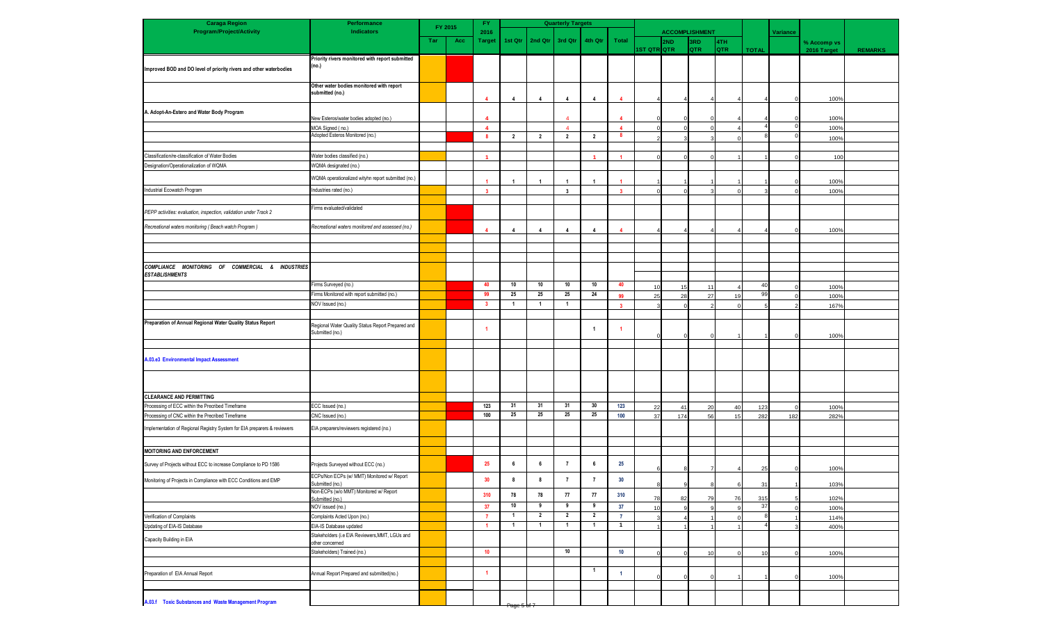| Caraga Region Program/Project/Activity | Performance Indicators | FY 2015 | | FY 2016 | Quarterly Targets | | | | | ACCOMPLISHMENT | | | | | Variance | | |
|---|---|---|---|---|---|---|---|---|---|---|---|---|---|---|---|---|---|
| | | Tar | Acc | Target | 1st Qtr | 2nd Qtr | 3rd Qtr | 4th Qtr | Total | 1ST QTR | 2ND QTR | 3RD QTR | 4TH QTR | TOTAL | | % Accomp vs 2016 Target | REMARKS |
| Improved BOD and DO level of priority rivers and other waterbodies | Priority rivers monitored with report submitted (no.) | | | | | | | | | | | | | | | | |
| | Other water bodies monitored with report submitted (no.) | | | 4 | 4 | 4 | 4 | 4 | 4 | 4 | 4 | 4 | 4 | 4 | 0 | 100% | |
| A. Adopt-An-Estero and Water Body Program | New Esteros/water bodies adopted (no.) | | | 4 | | | 4 | | 4 | 0 | 0 | 0 | 4 | 4 | 0 | 100% | |
| | MOA Signed ( no.) | | | 4 | | | 4 | | 4 | 0 | 0 | 0 | 4 | 4 | 0 | 100% | |
| | Adopted Esteros Monitored (no.) | | | 8 | 2 | 2 | 2 | 2 | 8 | 2 | 3 | 3 | 0 | 8 | 0 | 100% | |
| Classification/re-classification of Water Bodies | Water bodies classified (no.) | | | 1 | | | | 1 | 1 | 0 | 0 | 0 | 1 | 1 | 0 | 100 | |
| Designation/Operationalization of WQMA | WQMA designated (no.) | | | | | | | | | | | | | | | | |
| | WQMA operationalized wityhn report submitted (no.) | | | 1 | 1 | 1 | 1 | 1 | 1 | 1 | 1 | 1 | 1 | 1 | 0 | 100% | |
| Industrial Ecowatch Program | Industries rated (no.) | | | 3 | | | 3 | | 3 | 0 | 0 | 3 | 0 | 3 | 0 | 100% | |
| PEPP activities: evaluation, inspection, validation under Track 2 | Firms evaluated/validated | | | | | | | | | | | | | | | | |
| Recreational waters monitoring ( Beach watch Program ) | Recreational waters monitored and assessed (no.) | | | 4 | 4 | 4 | 4 | 4 | 4 | 4 | 4 | 4 | 4 | 4 | 0 | 100% | |
| COMPLIANCE MONITORING OF COMMERCIAL & INDUSTRIES ESTABLISHMENTS | | | | | | | | | | | | | | | | | |
| | Firms Surveyed (no.) | | | 40 | 10 | 10 | 10 | 10 | 40 | 10 | 15 | 11 | 4 | 40 | 0 | 100% | |
| | Firms Monitored with report submitted (no.) | | | 99 | 25 | 25 | 25 | 24 | 99 | 25 | 28 | 27 | 19 | 99 | 0 | 100% | |
| | NOV Issued (no.) | | | 3 | 1 | 1 | 1 | | 3 | 3 | 0 | 2 | 0 | 5 | 2 | 167% | |
| Preparation of Annual Regional Water Quality Status Report | Regional Water Quality Status Report Prepared and Submitted (no.) | | | 1 | | | | 1 | 1 | 0 | 0 | 0 | 1 | 1 | 0 | 100% | |
| A.03.e3 Environmental Impact Assessment | | | | | | | | | | | | | | | | | |
| CLEARANCE AND PERMITTING | | | | | | | | | | | | | | | | | |
| Processing of ECC within the Precribed Timeframe | ECC Issued (no.) | | | 123 | 31 | 31 | 31 | 30 | 123 | 22 | 41 | 20 | 40 | 123 | 0 | 100% | |
| Processing of CNC within the Precribed Timeframe | CNC Issued (no.) | | | 100 | 25 | 25 | 25 | 25 | 100 | 37 | 174 | 56 | 15 | 282 | 182 | 282% | |
| Implementation of Regional Registry System for EIA preparers & reviewers | EIA preparers/reviewers registered (no.) | | | | | | | | | | | | | | | | |
| MOITORING AND ENFORCEMENT | | | | | | | | | | | | | | | | | |
| Survey of Projects without ECC to increase Compliance to PD 1586 | Projects Surveyed without ECC (no.) | | | 25 | 6 | 6 | 7 | 6 | 25 | 6 | 8 | 7 | 4 | 25 | 0 | 100% | |
| Monitoring of Projects in Compliance with ECC Conditions and EMP | ECPs/Non ECPs (w/ MMT) Monitored w/ Report Submitted (no.) | | | 30 | 8 | 8 | 7 | 7 | 30 | 8 | 9 | 8 | 6 | 31 | 1 | 103% | |
| | Non-ECPs (w/o MMT) Monitored w/ Report Submitted (no.) | | | 310 | 78 | 78 | 77 | 77 | 310 | 78 | 82 | 79 | 76 | 315 | 5 | 102% | |
| | NOV issued (no.) | | | 37 | 10 | 9 | 9 | 9 | 37 | 10 | 9 | 9 | 9 | 37 | 0 | 100% | |
| Verification of Complaints | Complaints Acted Upon (no.) | | | 7 | 1 | 2 | 2 | 2 | 7 | 3 | 4 | 1 | 0 | 8 | 1 | 114% | |
| Updating of EIA-IS Database | EIA-IS Database updated | | | 1 | 1 | 1 | 1 | 1 | 1 | 1 | 1 | 1 | 1 | 4 | 3 | 400% | |
| Capacity Building in EIA | Stakeholders (i.e EIA Reviewers,MMT, LGUs and other concerned | | | | | | | | | | | | | | | | |
| | Stakeholders) Trained (no.) | | | 10 | | | 10 | | 10 | 0 | 0 | 10 | 0 | 10 | 0 | 100% | |
| Preparation of EIA Annual Report | Annual Report Prepared and submitted(no.) | | | 1 | | | | 1 | 1 | 0 | 0 | 0 | 1 | 1 | 0 | 100% | |
| A.03.f Toxic Substances and Waste Management Program | | | | | | | | | | | | | | | | | |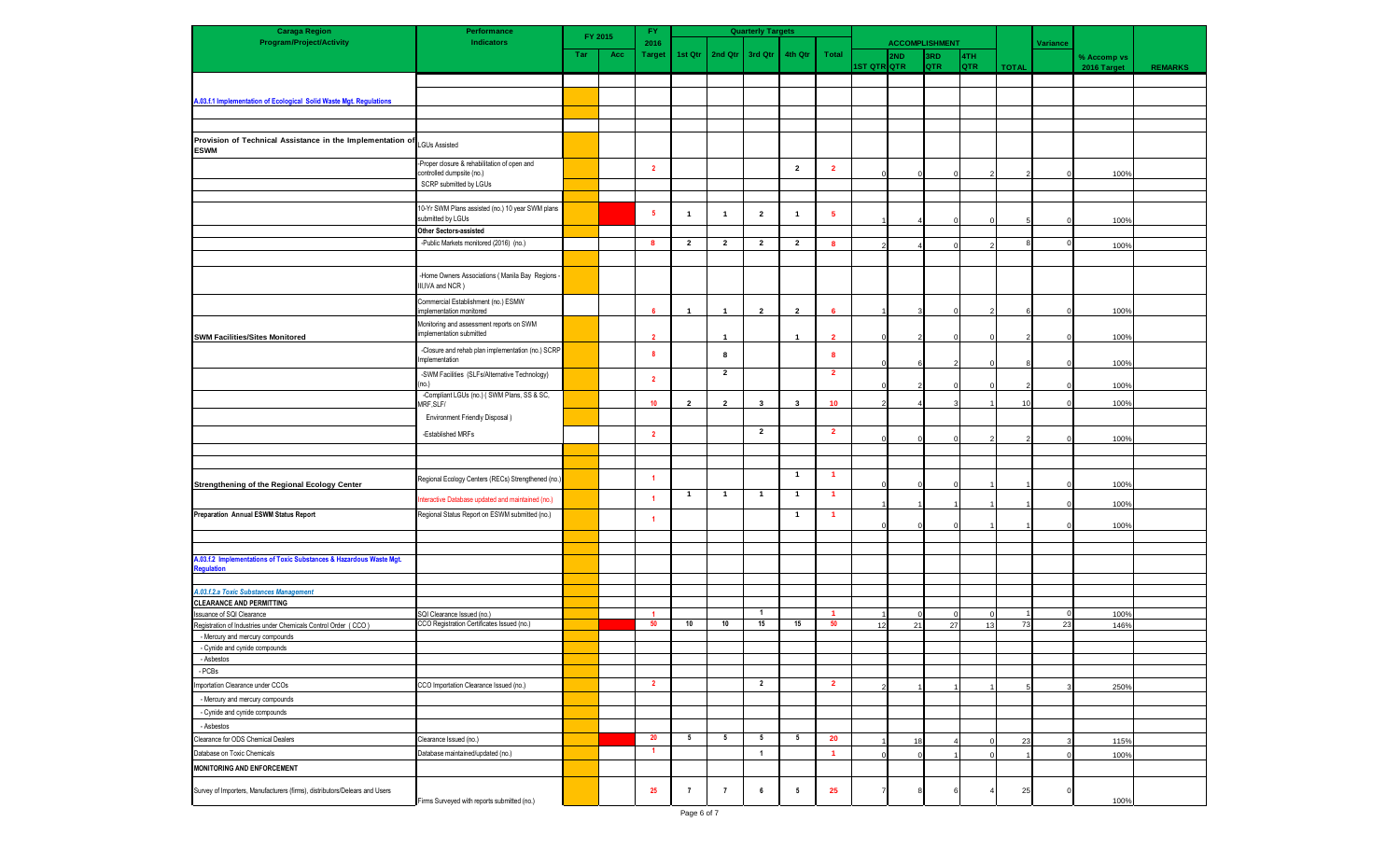| Caraga Region Program/Project/Activity | Performance Indicators | FY 2015 | | FY 2016 | Quarterly Targets | | | | | ACCOMPLISHMENT | | | | | Variance | | |
|---|---|---|---|---|---|---|---|---|---|---|---|---|---|---|---|---|---|
| | | Tar | Acc | Target | 1st Qtr | 2nd Qtr | 3rd Qtr | 4th Qtr | Total | 1ST QTR | 2ND QTR | 3RD QTR | 4TH QTR | TOTAL | | % Accomp vs 2016 Target | REMARKS |
| A.03.f.1 Implementation of Ecological Solid Waste Mgt. Regulations | | | | | | | | | | | | | | | | | |
| Provision of Technical Assistance in the Implementation of ESWM | LGUs Assisted | | | | | | | | | | | | | | | | |
| | -Proper closure & rehabilitation of open and controlled dumpsite (no.) | | | 2 | | | | 2 | 2 | 0 | 0 | 0 | 2 | 2 | 0 | 100% | |
| | SCRP submitted by LGUs | | | | | | | | | | | | | | | | |
| | 10-Yr SWM Plans assisted (no.) 10 year SWM plans submitted by LGUs | | | 5 | 1 | 1 | 2 | 1 | 5 | 1 | 4 | 0 | 0 | 5 | 0 | 100% | |
| | Other Sectors-assisted | | | | | | | | | | | | | | | | |
| | -Public Markets monitored (2016) (no.) | | | 8 | 2 | 2 | 2 | 2 | 8 | 2 | 4 | 0 | 2 | 8 | 0 | 100% | |
| | -Home Owners Associations ( Manila Bay Regions - III,IVA and NCR ) | | | | | | | | | | | | | | | | |
| | Commercial Establishment (no.) ESMW implementation monitored | | | 6 | 1 | 1 | 2 | 2 | 6 | 1 | 3 | 0 | 2 | 6 | 0 | 100% | |
| SWM Facilities/Sites Monitored | Monitoring and assessment reports on SWM implementation submitted | | | 2 | | 1 | | 1 | 2 | 0 | 2 | 0 | 0 | 2 | 0 | 100% | |
| | -Closure and rehab plan implementation (no.) SCRP Implementation | | | 8 | | 8 | | | 8 | 0 | 6 | 2 | 0 | 8 | 0 | 100% | |
| | -SWM Facilities (SLFs/Alternative Technology) (no.) | | | 2 | | 2 | | | 2 | 0 | 2 | 0 | 0 | 2 | 0 | 100% | |
| | -Compliant LGUs (no.) ( SWM Plans, SS & SC, MRF,SLF/ | | | 10 | 2 | 2 | 3 | 3 | 10 | 2 | 4 | 3 | 1 | 10 | 0 | 100% | |
| | Environment Friendly Disposal ) | | | | | | | | | | | | | | | | |
| | -Established MRFs | | | 2 | | | 2 | | 2 | 0 | 0 | 0 | 2 | 2 | 0 | 100% | |
| Strengthening of the Regional Ecology Center | Regional Ecology Centers (RECs) Strengthened (no.) | | | 1 | | | | 1 | 1 | 0 | 0 | 0 | 1 | 1 | 0 | 100% | |
| | Interactive Database updated and maintained (no.) | | | 1 | 1 | 1 | 1 | 1 | 1 | 1 | 1 | 1 | 1 | 1 | 0 | 100% | |
| Preparation Annual ESWM Status Report | Regional Status Report on ESWM submitted (no.) | | | 1 | | | | 1 | 1 | 0 | 0 | 0 | 1 | 1 | 0 | 100% | |
| A.03.f.2 Implementations of Toxic Substances & Hazardous Waste Mgt. Regulation | | | | | | | | | | | | | | | | | |
| A.03.f.2.a Toxic Substances Management | | | | | | | | | | | | | | | | | |
| CLEARANCE AND PERMITTING | | | | | | | | | | | | | | | | | |
| Issuance of SQI Clearance | SQI Clearance Issued (no.) | | | 1 | | | 1 | | 1 | 1 | 0 | 0 | 0 | 1 | 0 | 100% | |
| Registration of Industries under Chemicals Control Order ( CCO ) | CCO Registration Certificates Issued (no.) | | | 50 | 10 | 10 | 15 | 15 | 50 | 12 | 21 | 27 | 13 | 73 | 23 | 146% | |
| - Mercury and mercury compounds | | | | | | | | | | | | | | | | | |
| - Cynide and cynide compounds | | | | | | | | | | | | | | | | | |
| - Asbestos | | | | | | | | | | | | | | | | | |
| - PCBs | | | | | | | | | | | | | | | | | |
| Importation Clearance under CCOs | CCO Importation Clearance Issued (no.) | | | 2 | | | 2 | | 2 | 2 | 1 | 1 | 1 | 5 | 3 | 250% | |
| - Mercury and mercury compounds | | | | | | | | | | | | | | | | | |
| - Cynide and cynide compounds | | | | | | | | | | | | | | | | | |
| - Asbestos | | | | | | | | | | | | | | | | | |
| Clearance for ODS Chemical Dealers | Clearance Issued (no.) | | | 20 | 5 | 5 | 5 | 5 | 20 | 1 | 18 | 4 | 0 | 23 | 3 | 115% | |
| Database on Toxic Chemicals | Database maintained/updated (no.) | | | 1 | | | 1 | | 1 | 0 | 0 | 1 | 0 | 1 | 0 | 100% | |
| MONITORING AND ENFORCEMENT | | | | | | | | | | | | | | | | | |
| Survey of Importers, Manufacturers (firms), distributors/Delears and Users | Firms Surveyed with reports submitted (no.) | | | 25 | 7 | 7 | 6 | 5 | 25 | 7 | 8 | 6 | 4 | 25 | 0 | 100% | |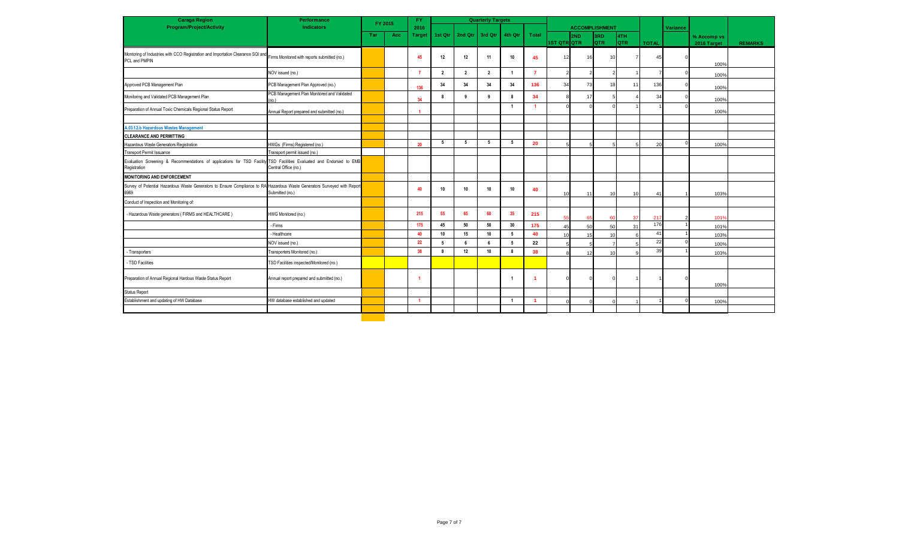| Caraga Region Program/Project/Activity | Performance Indicators | FY 2015 | | FY 2016 | Quarterly Targets | | | | | ACCOMPLISHMENT | | | | | Variance | | |
|---|---|---|---|---|---|---|---|---|---|---|---|---|---|---|---|---|---|
| | | Tar | Acc | Target | 1st Qtr | 2nd Qtr | 3rd Qtr | 4th Qtr | Total | 1ST QTR | 2ND QTR | 3RD QTR | 4TH QTR | TOTAL | | % Accomp vs 2016 Target | REMARKS |
| Montoring of Industries with CCO Registration and Importation Clearance SQI and PCL and PMPIN | Firms Monitored with reports submitted (no.) | | | 45 | 12 | 12 | 11 | 10 | 45 | 12 | 16 | 10 | 7 | 45 | 0 | 100% | |
| | NOV issued (no.) | | | 7 | 2 | 2 | 2 | 1 | 7 | 2 | 2 | 2 | 1 | 7 | 0 | 100% | |
| Approved PCB Management Plan | PCB Management Plan Approved (no.) | | | 136 | 34 | 34 | 34 | 34 | 136 | 34 | 73 | 18 | 11 | 136 | 0 | 100% | |
| Monitoring and Validated PCB Management Plan | PCB Management Plan Monitored and Validated (no.) | | | 34 | 8 | 9 | 9 | 8 | 34 | 8 | 17 | 5 | 4 | 34 | 0 | 100% | |
| Preparation of Annual Toxic Chemicals Regional Status Report | Annual Report prepared and submitted (no.) | | | 1 | | | | 1 | 1 | 0 | 0 | 0 | 1 | 1 | 0 | 100% | |
| | | | | | | | | | | | | | | | | | |
| **A.03.f.2.b Hazardous Wastes Management** | | | | | | | | | | | | | | | | | |
| **CLEARANCE AND PERMITTING** | | | | | | | | | | | | | | | | | |
| Hazardous Waste Generators Registration | HWGs (Firms) Registered (no.) | | | 20 | 5 | 5 | 5 | 5 | 20 | 5 | 5 | 5 | 5 | 20 | 0 | 100% | |
| Transport Permit Issuance | Transport permit issued (no.) | | | | | | | | | | | | | | | | |
| Evaluation Screening & Recommendations of applications for TSD Facility Registration | TSD Facilities Evaluated and Endorsed to EMB Central Office (no.) | | | | | | | | | | | | | | | | |
| **MONITORING AND ENFORCEMENT** | | | | | | | | | | | | | | | | | |
| Survey of Potential Hazardous Waste Generators to Ensure Compliance to RA 6969 | Hazardous Waste Generators Surveyed with Report Submitted (no.) | | | 40 | 10 | 10 | 10 | 10 | 40 | 10 | 11 | 10 | 10 | 41 | 1 | 103% | |
| Conduct of Inspection and Monitoring of: | | | | | | | | | | | | | | | | | |
| - Hazardous Waste generators ( FIRMS and HEALTHCARE ) | HWG Monitored (no.) | | | 215 | 55 | 65 | 60 | 35 | 215 | 55 | 65 | 60 | 37 | 217 | 2 | 101% | |
| | - Firms | | | 175 | 45 | 50 | 50 | 30 | 175 | 45 | 50 | 50 | 31 | 176 | 1 | 101% | |
| | - Healthcare | | | 40 | 10 | 15 | 10 | 5 | 40 | 10 | 15 | 10 | 6 | 41 | 1 | 103% | |
| | NOV issued (no.) | | | 22 | 5 | 6 | 6 | 5 | 22 | 5 | 5 | 7 | 5 | 22 | 0 | 100% | |
| - Transporters | Transporters Monitored (no.) | | | 38 | 8 | 12 | 10 | 8 | 38 | 8 | 12 | 10 | 9 | 39 | 1 | 103% | |
| - TSD Facilities | TSD Facilities inspected/Monitored (no.) | | | | | | | | | | | | | | | | |
| Preparation of Annual Regional Hardous Waste Status Report | Annual report prepared and submitted (no.) | | | 1 | | | | 1 | 1 | 0 | 0 | 0 | 1 | 1 | 0 | 100% | |
| Status Report | | | | | | | | | | | | | | | | | |
| Establishment and updating of HW Database | HW database established and updated | | | 1 | | | | 1 | 1 | 0 | 0 | 0 | 1 | 1 | 0 | 100% | |